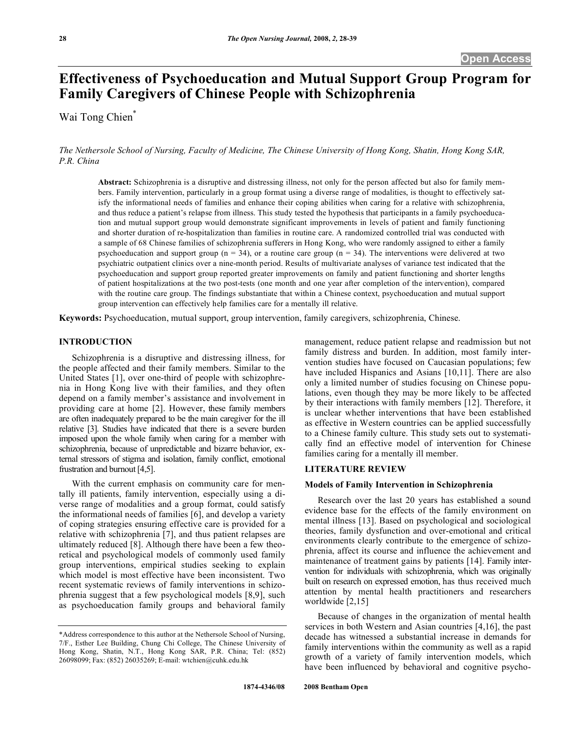# Effectiveness of Psychoeducation and Mutual Support Group Program for Family Caregivers of Chinese People with Schizophrenia

Wai Tong Chien*

*The Nethersole School of Nursing, Faculty of Medicine, The Chinese University of Hong Kong, Shatin, Hong Kong SAR, P.R. China*

**Abstract:** Schizophrenia is a disruptive and distressing illness, not only for the person affected but also for family members. Family intervention, particularly in a group format using a diverse range of modalities, is thought to effectively satisfy the informational needs of families and enhance their coping abilities when caring for a relative with schizophrenia, and thus reduce a patient's relapse from illness. This study tested the hypothesis that participants in a family psychoeducation and mutual support group would demonstrate significant improvements in levels of patient and family functioning and shorter duration of re-hospitalization than families in routine care. A randomized controlled trial was conducted with a sample of 68 Chinese families of schizophrenia sufferers in Hong Kong, who were randomly assigned to either a family psychoeducation and support group (n = 34), or a routine care group (n = 34). The interventions were delivered at two psychiatric outpatient clinics over a nine-month period. Results of multivariate analyses of variance test indicated that the psychoeducation and support group reported greater improvements on family and patient functioning and shorter lengths of patient hospitalizations at the two post-tests (one month and one year after completion of the intervention), compared with the routine care group. The findings substantiate that within a Chinese context, psychoeducation and mutual support group intervention can effectively help families care for a mentally ill relative.

**Keywords:** Psychoeducation, mutual support, group intervention, family caregivers, schizophrenia, Chinese.

## INTRODUCTION

Schizophrenia is a disruptive and distressing illness, for the people affected and their family members. Similar to the United States [1], over one-third of people with schizophrenia in Hong Kong live with their families, and they often depend on a family member's assistance and involvement in providing care at home [2]. However, these family members are often inadequately prepared to be the main caregiver for the ill relative [3]. Studies have indicated that there is a severe burden imposed upon the whole family when caring for a member with schizophrenia, because of unpredictable and bizarre behavior, external stressors of stigma and isolation, family conflict, emotional frustration and burnout [4,5].

With the current emphasis on community care for mentally ill patients, family intervention, especially using a diverse range of modalities and a group format, could satisfy the informational needs of families [6], and develop a variety of coping strategies ensuring effective care is provided for a relative with schizophrenia [7], and thus patient relapses are ultimately reduced [8]. Although there have been a few theoretical and psychological models of commonly used family group interventions, empirical studies seeking to explain which model is most effective have been inconsistent. Two recent systematic reviews of family interventions in schizophrenia suggest that a few psychological models [8,9], such as psychoeducation family groups and behavioral family management, reduce patient relapse and readmission but not family distress and burden. In addition, most family intervention studies have focused on Caucasian populations; few have included Hispanics and Asians [10,11]. There are also only a limited number of studies focusing on Chinese populations, even though they may be more likely to be affected by their interactions with family members [12]. Therefore, it is unclear whether interventions that have been established as effective in Western countries can be applied successfully to a Chinese family culture. This study sets out to systematically find an effective model of intervention for Chinese families caring for a mentally ill member.

## LITERATURE REVIEW

### Models of Family Intervention in Schizophrenia

Research over the last 20 years has established a sound evidence base for the effects of the family environment on mental illness [13]. Based on psychological and sociological theories, family dysfunction and over-emotional and critical environments clearly contribute to the emergence of schizophrenia, affect its course and influence the achievement and maintenance of treatment gains by patients [14]. Family intervention for individuals with schizophrenia, which was originally built on research on expressed emotion, has thus received much attention by mental health practitioners and researchers worldwide [2,15]

Because of changes in the organization of mental health services in both Western and Asian countries [4,16], the past decade has witnessed a substantial increase in demands for family interventions within the community as well as a rapid growth of a variety of family intervention models, which have been influenced by behavioral and cognitive psycho-

*Address correspondence to this author at the Nethersole School of Nursing, 7/F., Esther Lee Building, Chung Chi College, The Chinese University of Hong Kong, Shatin, N.T., Hong Kong SAR, P.R. China; Tel: (852) 26098099; Fax: (852) 26035269; E-mail: wtchien@cuhk.edu.hk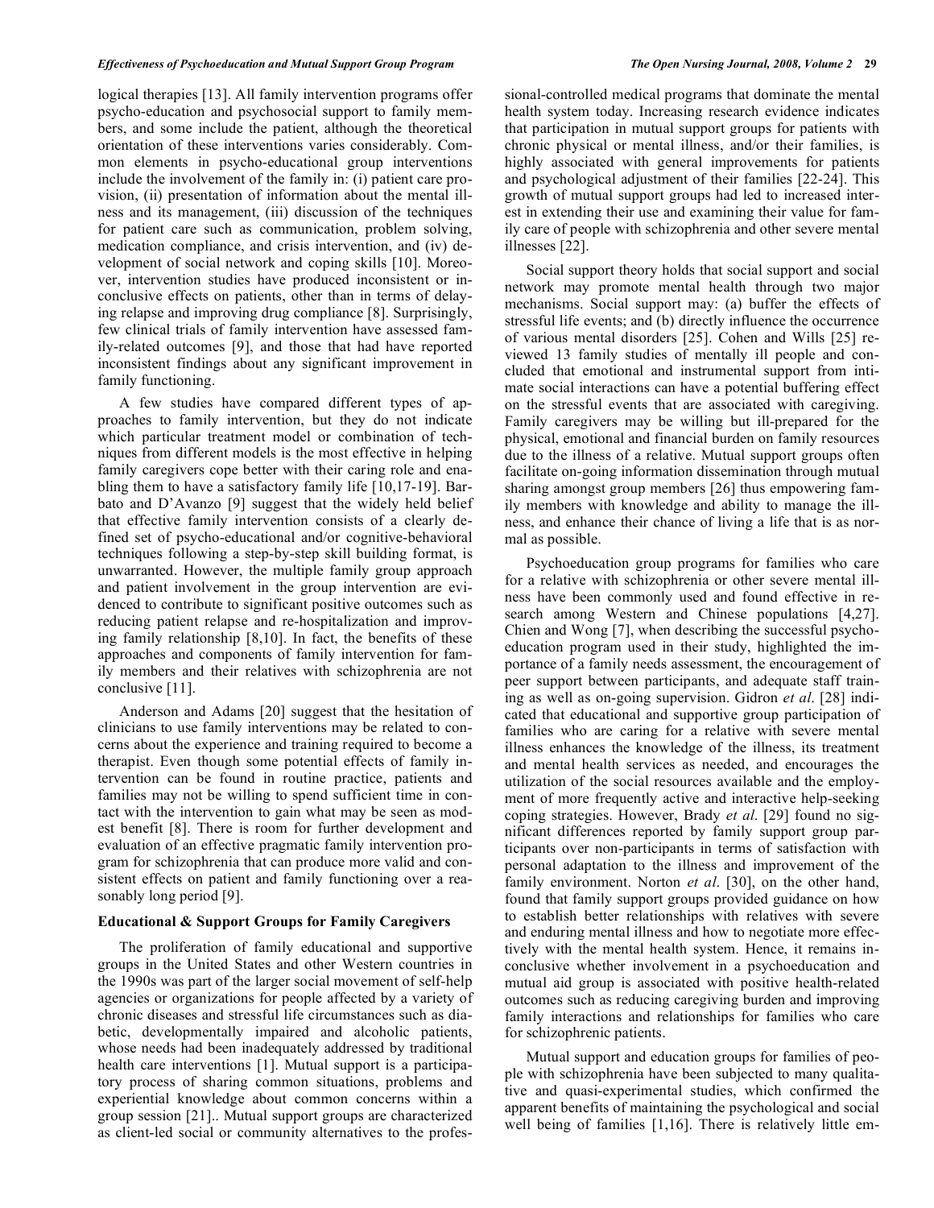logical therapies [13]. All family intervention programs offer psycho-education and psychosocial support to family members, and some include the patient, although the theoretical orientation of these interventions varies considerably. Common elements in psycho-educational group interventions include the involvement of the family in: (i) patient care provision, (ii) presentation of information about the mental illness and its management, (iii) discussion of the techniques for patient care such as communication, problem solving, medication compliance, and crisis intervention, and (iv) development of social network and coping skills [10]. Moreover, intervention studies have produced inconsistent or inconclusive effects on patients, other than in terms of delaying relapse and improving drug compliance [8]. Surprisingly, few clinical trials of family intervention have assessed family-related outcomes [9], and those that had have reported inconsistent findings about any significant improvement in family functioning.

A few studies have compared different types of approaches to family intervention, but they do not indicate which particular treatment model or combination of techniques from different models is the most effective in helping family caregivers cope better with their caring role and enabling them to have a satisfactory family life [10,17-19]. Barbato and D'Avanzo [9] suggest that the widely held belief that effective family intervention consists of a clearly defined set of psycho-educational and/or cognitive-behavioral techniques following a step-by-step skill building format, is unwarranted. However, the multiple family group approach and patient involvement in the group intervention are evidenced to contribute to significant positive outcomes such as reducing patient relapse and re-hospitalization and improving family relationship [8,10]. In fact, the benefits of these approaches and components of family intervention for family members and their relatives with schizophrenia are not conclusive [11].

Anderson and Adams [20] suggest that the hesitation of clinicians to use family interventions may be related to concerns about the experience and training required to become a therapist. Even though some potential effects of family intervention can be found in routine practice, patients and families may not be willing to spend sufficient time in contact with the intervention to gain what may be seen as modest benefit [8]. There is room for further development and evaluation of an effective pragmatic family intervention program for schizophrenia that can produce more valid and consistent effects on patient and family functioning over a reasonably long period [9].

### Educational & Support Groups for Family Caregivers

The proliferation of family educational and supportive groups in the United States and other Western countries in the 1990s was part of the larger social movement of self-help agencies or organizations for people affected by a variety of chronic diseases and stressful life circumstances such as diabetic, developmentally impaired and alcoholic patients, whose needs had been inadequately addressed by traditional health care interventions [1]. Mutual support is a participatory process of sharing common situations, problems and experiential knowledge about common concerns within a group session [21].. Mutual support groups are characterized as client-led social or community alternatives to the professional-controlled medical programs that dominate the mental health system today. Increasing research evidence indicates that participation in mutual support groups for patients with chronic physical or mental illness, and/or their families, is highly associated with general improvements for patients and psychological adjustment of their families [22-24]. This growth of mutual support groups had led to increased interest in extending their use and examining their value for family care of people with schizophrenia and other severe mental illnesses [22].

Social support theory holds that social support and social network may promote mental health through two major mechanisms. Social support may: (a) buffer the effects of stressful life events; and (b) directly influence the occurrence of various mental disorders [25]. Cohen and Wills [25] reviewed 13 family studies of mentally ill people and concluded that emotional and instrumental support from intimate social interactions can have a potential buffering effect on the stressful events that are associated with caregiving. Family caregivers may be willing but ill-prepared for the physical, emotional and financial burden on family resources due to the illness of a relative. Mutual support groups often facilitate on-going information dissemination through mutual sharing amongst group members [26] thus empowering family members with knowledge and ability to manage the illness, and enhance their chance of living a life that is as normal as possible.

Psychoeducation group programs for families who care for a relative with schizophrenia or other severe mental illness have been commonly used and found effective in research among Western and Chinese populations [4,27]. Chien and Wong [7], when describing the successful psychoeducation program used in their study, highlighted the importance of a family needs assessment, the encouragement of peer support between participants, and adequate staff training as well as on-going supervision. Gidron *et al*. [28] indicated that educational and supportive group participation of families who are caring for a relative with severe mental illness enhances the knowledge of the illness, its treatment and mental health services as needed, and encourages the utilization of the social resources available and the employment of more frequently active and interactive help-seeking coping strategies. However, Brady *et al*. [29] found no significant differences reported by family support group participants over non-participants in terms of satisfaction with personal adaptation to the illness and improvement of the family environment. Norton *et al*. [30], on the other hand, found that family support groups provided guidance on how to establish better relationships with relatives with severe and enduring mental illness and how to negotiate more effectively with the mental health system. Hence, it remains inconclusive whether involvement in a psychoeducation and mutual aid group is associated with positive health-related outcomes such as reducing caregiving burden and improving family interactions and relationships for families who care for schizophrenic patients.

Mutual support and education groups for families of people with schizophrenia have been subjected to many qualitative and quasi-experimental studies, which confirmed the apparent benefits of maintaining the psychological and social well being of families [1,16]. There is relatively little em-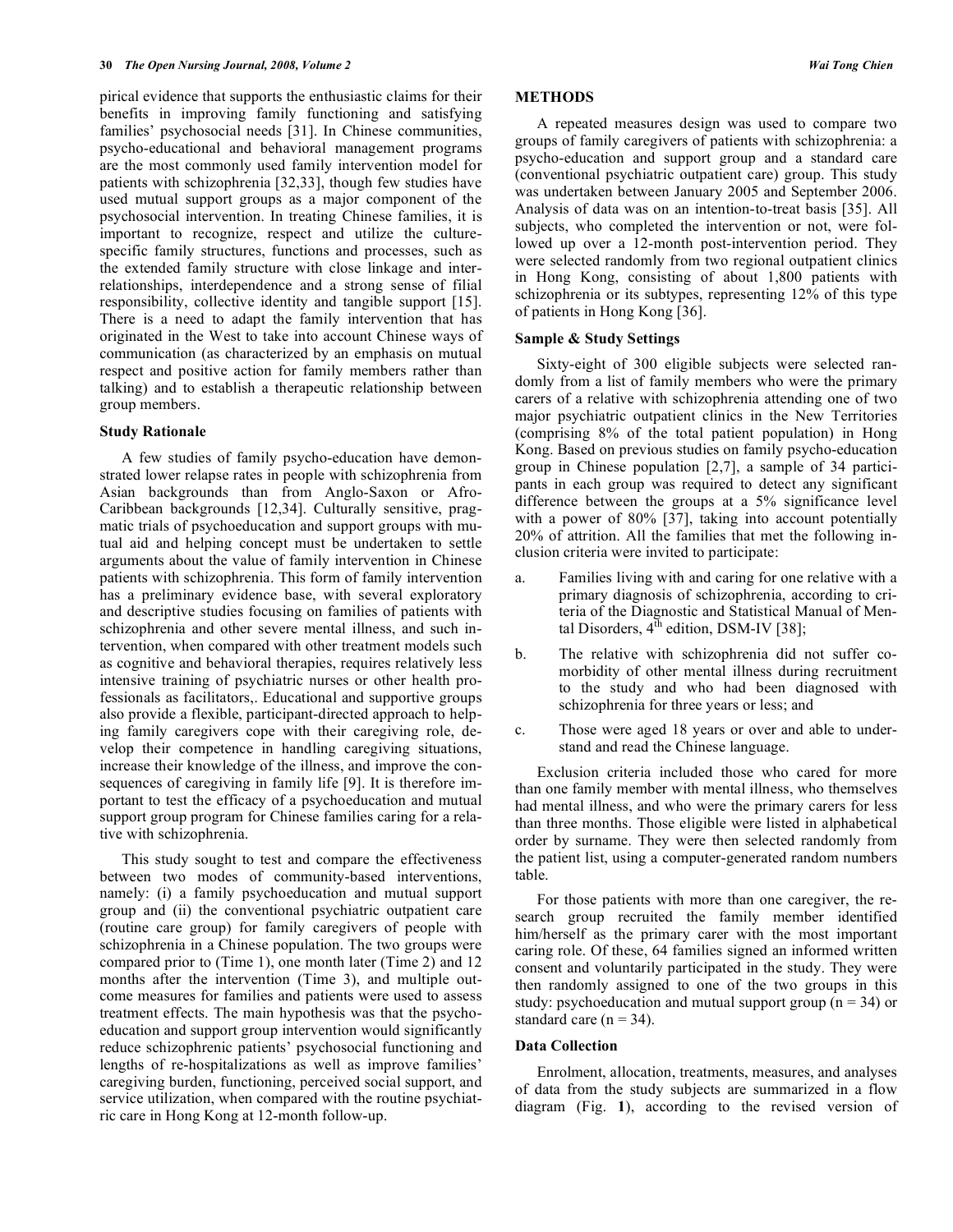pirical evidence that supports the enthusiastic claims for their benefits in improving family functioning and satisfying families' psychosocial needs [31]. In Chinese communities, psycho-educational and behavioral management programs are the most commonly used family intervention model for patients with schizophrenia [32,33], though few studies have used mutual support groups as a major component of the psychosocial intervention. In treating Chinese families, it is important to recognize, respect and utilize the culture-specific family structures, functions and processes, such as the extended family structure with close linkage and inter-relationships, interdependence and a strong sense of filial responsibility, collective identity and tangible support [15]. There is a need to adapt the family intervention that has originated in the West to take into account Chinese ways of communication (as characterized by an emphasis on mutual respect and positive action for family members rather than talking) and to establish a therapeutic relationship between group members.

### Study Rationale

A few studies of family psycho-education have demonstrated lower relapse rates in people with schizophrenia from Asian backgrounds than from Anglo-Saxon or Afro-Caribbean backgrounds [12,34]. Culturally sensitive, pragmatic trials of psychoeducation and support groups with mutual aid and helping concept must be undertaken to settle arguments about the value of family intervention in Chinese patients with schizophrenia. This form of family intervention has a preliminary evidence base, with several exploratory and descriptive studies focusing on families of patients with schizophrenia and other severe mental illness, and such intervention, when compared with other treatment models such as cognitive and behavioral therapies, requires relatively less intensive training of psychiatric nurses or other health professionals as facilitators,. Educational and supportive groups also provide a flexible, participant-directed approach to helping family caregivers cope with their caregiving role, develop their competence in handling caregiving situations, increase their knowledge of the illness, and improve the consequences of caregiving in family life [9]. It is therefore important to test the efficacy of a psychoeducation and mutual support group program for Chinese families caring for a relative with schizophrenia.

This study sought to test and compare the effectiveness between two modes of community-based interventions, namely: (i) a family psychoeducation and mutual support group and (ii) the conventional psychiatric outpatient care (routine care group) for family caregivers of people with schizophrenia in a Chinese population. The two groups were compared prior to (Time 1), one month later (Time 2) and 12 months after the intervention (Time 3), and multiple outcome measures for families and patients were used to assess treatment effects. The main hypothesis was that the psychoeducation and support group intervention would significantly reduce schizophrenic patients' psychosocial functioning and lengths of re-hospitalizations as well as improve families' caregiving burden, functioning, perceived social support, and service utilization, when compared with the routine psychiatric care in Hong Kong at 12-month follow-up.

## METHODS

A repeated measures design was used to compare two groups of family caregivers of patients with schizophrenia: a psycho-education and support group and a standard care (conventional psychiatric outpatient care) group. This study was undertaken between January 2005 and September 2006. Analysis of data was on an intention-to-treat basis [35]. All subjects, who completed the intervention or not, were followed up over a 12-month post-intervention period. They were selected randomly from two regional outpatient clinics in Hong Kong, consisting of about 1,800 patients with schizophrenia or its subtypes, representing 12% of this type of patients in Hong Kong [36].

### Sample & Study Settings

Sixty-eight of 300 eligible subjects were selected randomly from a list of family members who were the primary carers of a relative with schizophrenia attending one of two major psychiatric outpatient clinics in the New Territories (comprising 8% of the total patient population) in Hong Kong. Based on previous studies on family psycho-education group in Chinese population [2,7], a sample of 34 participants in each group was required to detect any significant difference between the groups at a 5% significance level with a power of 80% [37], taking into account potentially 20% of attrition. All the families that met the following inclusion criteria were invited to participate:

a. Families living with and caring for one relative with a primary diagnosis of schizophrenia, according to criteria of the Diagnostic and Statistical Manual of Mental Disorders, 4th edition, DSM-IV [38];

b. The relative with schizophrenia did not suffer co-morbidity of other mental illness during recruitment to the study and who had been diagnosed with schizophrenia for three years or less; and

c. Those were aged 18 years or over and able to understand and read the Chinese language.

Exclusion criteria included those who cared for more than one family member with mental illness, who themselves had mental illness, and who were the primary carers for less than three months. Those eligible were listed in alphabetical order by surname. They were then selected randomly from the patient list, using a computer-generated random numbers table.

For those patients with more than one caregiver, the research group recruited the family member identified him/herself as the primary carer with the most important caring role. Of these, 64 families signed an informed written consent and voluntarily participated in the study. They were then randomly assigned to one of the two groups in this study: psychoeducation and mutual support group (n = 34) or standard care (n = 34).

### Data Collection

Enrolment, allocation, treatments, measures, and analyses of data from the study subjects are summarized in a flow diagram (Fig. **1**), according to the revised version of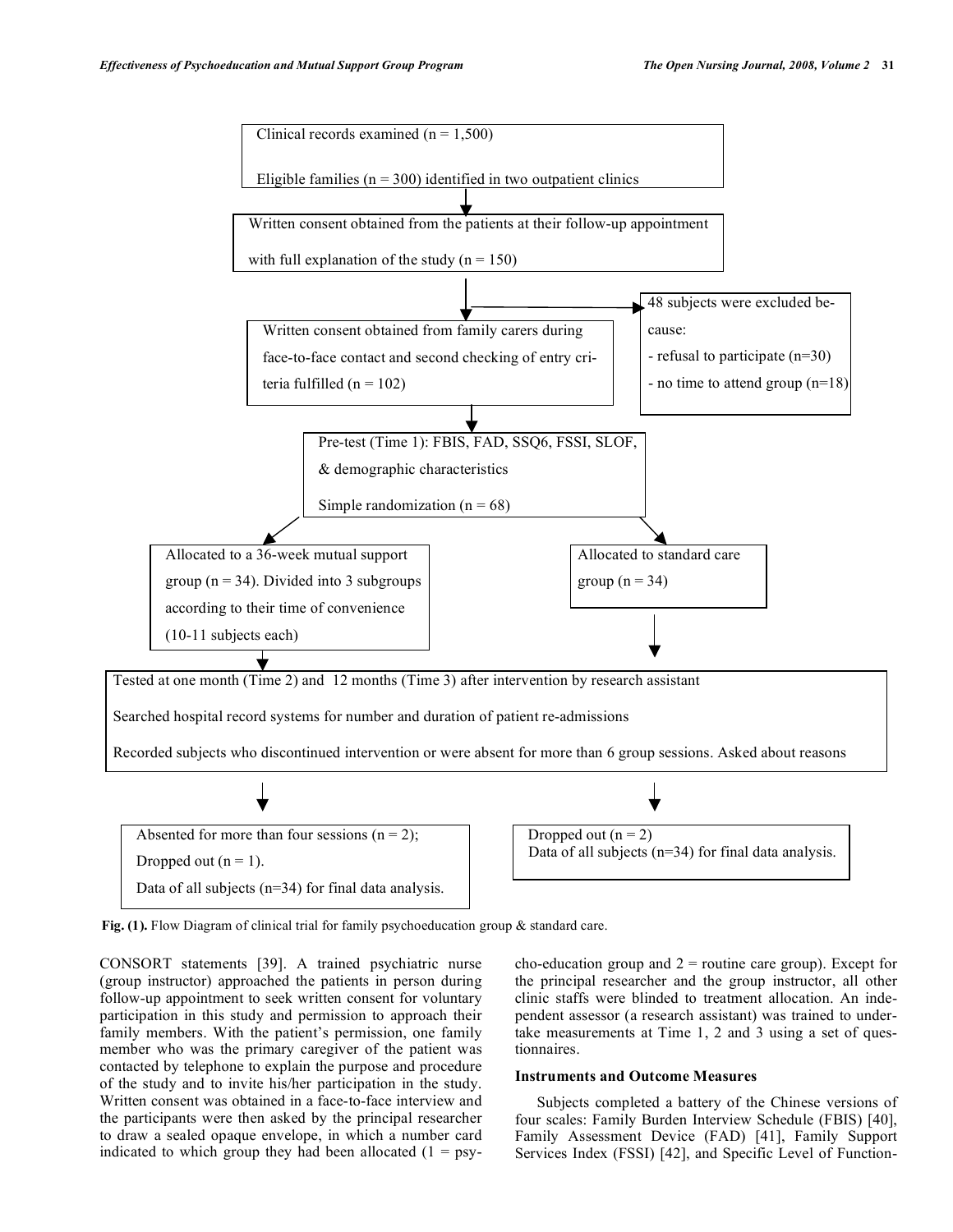Clinical records examined (n = 1,500)

Eligible families (n = 300) identified in two outpatient clinics

↓

Written consent obtained from the patients at their follow-up appointment with full explanation of the study (n = 150)

↓

Written consent obtained from family carers during face-to-face contact and second checking of entry criteria fulfilled (n = 102)

→ 48 subjects were excluded because:
- refusal to participate (n=30)
- no time to attend group (n=18)

↓

Pre-test (Time 1): FBIS, FAD, SSQ6, FSSI, SLOF, & demographic characteristics

Simple randomization (n = 68)

↓

Allocated to a 36-week mutual support group (n = 34). Divided into 3 subgroups according to their time of convenience (10-11 subjects each)

Allocated to standard care group (n = 34)

↓

Tested at one month (Time 2) and 12 months (Time 3) after intervention by research assistant

Searched hospital record systems for number and duration of patient re-admissions

Recorded subjects who discontinued intervention or were absent for more than 6 group sessions. Asked about reasons

↓

Absented for more than four sessions (n = 2);
Dropped out (n = 1).
Data of all subjects (n=34) for final data analysis.

Dropped out (n = 2)
Data of all subjects (n=34) for final data analysis.

**Fig. (1).** Flow Diagram of clinical trial for family psychoeducation group & standard care.

CONSORT statements [39]. A trained psychiatric nurse (group instructor) approached the patients in person during follow-up appointment to seek written consent for voluntary participation in this study and permission to approach their family members. With the patient's permission, one family member who was the primary caregiver of the patient was contacted by telephone to explain the purpose and procedure of the study and to invite his/her participation in the study. Written consent was obtained in a face-to-face interview and the participants were then asked by the principal researcher to draw a sealed opaque envelope, in which a number card indicated to which group they had been allocated (1 = psycho-education group and 2 = routine care group). Except for the principal researcher and the group instructor, all other clinic staffs were blinded to treatment allocation. An independent assessor (a research assistant) was trained to undertake measurements at Time 1, 2 and 3 using a set of questionnaires.

### Instruments and Outcome Measures

Subjects completed a battery of the Chinese versions of four scales: Family Burden Interview Schedule (FBIS) [40], Family Assessment Device (FAD) [41], Family Support Services Index (FSSI) [42], and Specific Level of Function-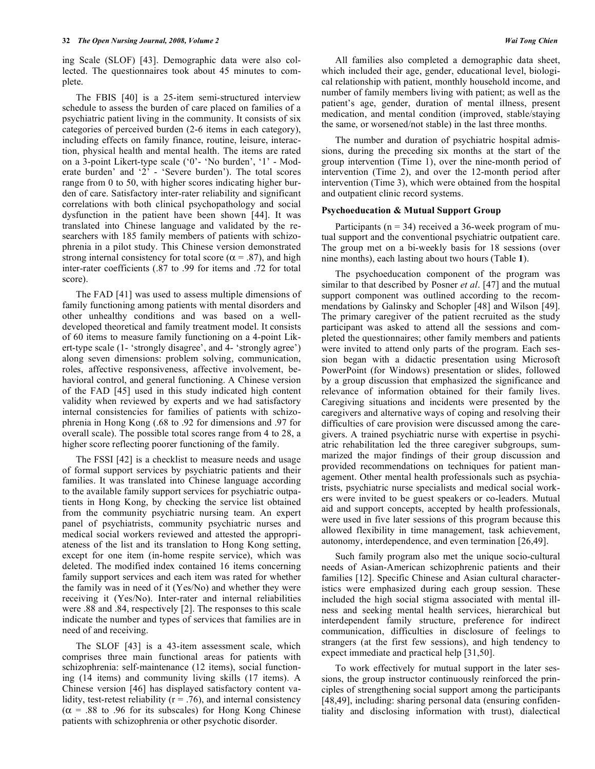ing Scale (SLOF) [43]. Demographic data were also collected. The questionnaires took about 45 minutes to complete.

The FBIS [40] is a 25-item semi-structured interview schedule to assess the burden of care placed on families of a psychiatric patient living in the community. It consists of six categories of perceived burden (2-6 items in each category), including effects on family finance, routine, leisure, interaction, physical health and mental health. The items are rated on a 3-point Likert-type scale ('0'- 'No burden', '1' - Moderate burden' and '2' - 'Severe burden'). The total scores range from 0 to 50, with higher scores indicating higher burden of care. Satisfactory inter-rater reliability and significant correlations with both clinical psychopathology and social dysfunction in the patient have been shown [44]. It was translated into Chinese language and validated by the researchers with 185 family members of patients with schizophrenia in a pilot study. This Chinese version demonstrated strong internal consistency for total score ($\alpha = .87$), and high inter-rater coefficients (.87 to .99 for items and .72 for total score).

The FAD [41] was used to assess multiple dimensions of family functioning among patients with mental disorders and other unhealthy conditions and was based on a well-developed theoretical and family treatment model. It consists of 60 items to measure family functioning on a 4-point Likert-type scale (1- 'strongly disagree', and 4- 'strongly agree') along seven dimensions: problem solving, communication, roles, affective responsiveness, affective involvement, behavioral control, and general functioning. A Chinese version of the FAD [45] used in this study indicated high content validity when reviewed by experts and we had satisfactory internal consistencies for families of patients with schizophrenia in Hong Kong (.68 to .92 for dimensions and .97 for overall scale). The possible total scores range from 4 to 28, a higher score reflecting poorer functioning of the family.

The FSSI [42] is a checklist to measure needs and usage of formal support services by psychiatric patients and their families. It was translated into Chinese language according to the available family support services for psychiatric outpatients in Hong Kong, by checking the service list obtained from the community psychiatric nursing team. An expert panel of psychiatrists, community psychiatric nurses and medical social workers reviewed and attested the appropriateness of the list and its translation to Hong Kong setting, except for one item (in-home respite service), which was deleted. The modified index contained 16 items concerning family support services and each item was rated for whether the family was in need of it (Yes/No) and whether they were receiving it (Yes/No). Inter-rater and internal reliabilities were .88 and .84, respectively [2]. The responses to this scale indicate the number and types of services that families are in need of and receiving.

The SLOF [43] is a 43-item assessment scale, which comprises three main functional areas for patients with schizophrenia: self-maintenance (12 items), social functioning (14 items) and community living skills (17 items). A Chinese version [46] has displayed satisfactory content validity, test-retest reliability ($r = .76$), and internal consistency ($\alpha = .88$ to .96 for its subscales) for Hong Kong Chinese patients with schizophrenia or other psychotic disorder.

All families also completed a demographic data sheet, which included their age, gender, educational level, biological relationship with patient, monthly household income, and number of family members living with patient; as well as the patient's age, gender, duration of mental illness, present medication, and mental condition (improved, stable/staying the same, or worsened/not stable) in the last three months.

The number and duration of psychiatric hospital admissions, during the preceding six months at the start of the group intervention (Time 1), over the nine-month period of intervention (Time 2), and over the 12-month period after intervention (Time 3), which were obtained from the hospital and outpatient clinic record systems.

### Psychoeducation & Mutual Support Group

Participants ($n = 34$) received a 36-week program of mutual support and the conventional psychiatric outpatient care. The group met on a bi-weekly basis for 18 sessions (over nine months), each lasting about two hours (Table **1**).

The psychoeducation component of the program was similar to that described by Posner *et al*. [47] and the mutual support component was outlined according to the recommendations by Galinsky and Schopler [48] and Wilson [49]. The primary caregiver of the patient recruited as the study participant was asked to attend all the sessions and completed the questionnaires; other family members and patients were invited to attend only parts of the program. Each session began with a didactic presentation using Microsoft PowerPoint (for Windows) presentation or slides, followed by a group discussion that emphasized the significance and relevance of information obtained for their family lives. Caregiving situations and incidents were presented by the caregivers and alternative ways of coping and resolving their difficulties of care provision were discussed among the caregivers. A trained psychiatric nurse with expertise in psychiatric rehabilitation led the three caregiver subgroups, summarized the major findings of their group discussion and provided recommendations on techniques for patient management. Other mental health professionals such as psychiatrists, psychiatric nurse specialists and medical social workers were invited to be guest speakers or co-leaders. Mutual aid and support concepts, accepted by health professionals, were used in five later sessions of this program because this allowed flexibility in time management, task achievement, autonomy, interdependence, and even termination [26,49].

Such family program also met the unique socio-cultural needs of Asian-American schizophrenic patients and their families [12]. Specific Chinese and Asian cultural characteristics were emphasized during each group session. These included the high social stigma associated with mental illness and seeking mental health services, hierarchical but interdependent family structure, preference for indirect communication, difficulties in disclosure of feelings to strangers (at the first few sessions), and high tendency to expect immediate and practical help [31,50].

To work effectively for mutual support in the later sessions, the group instructor continuously reinforced the principles of strengthening social support among the participants [48,49], including: sharing personal data (ensuring confidentiality and disclosing information with trust), dialectical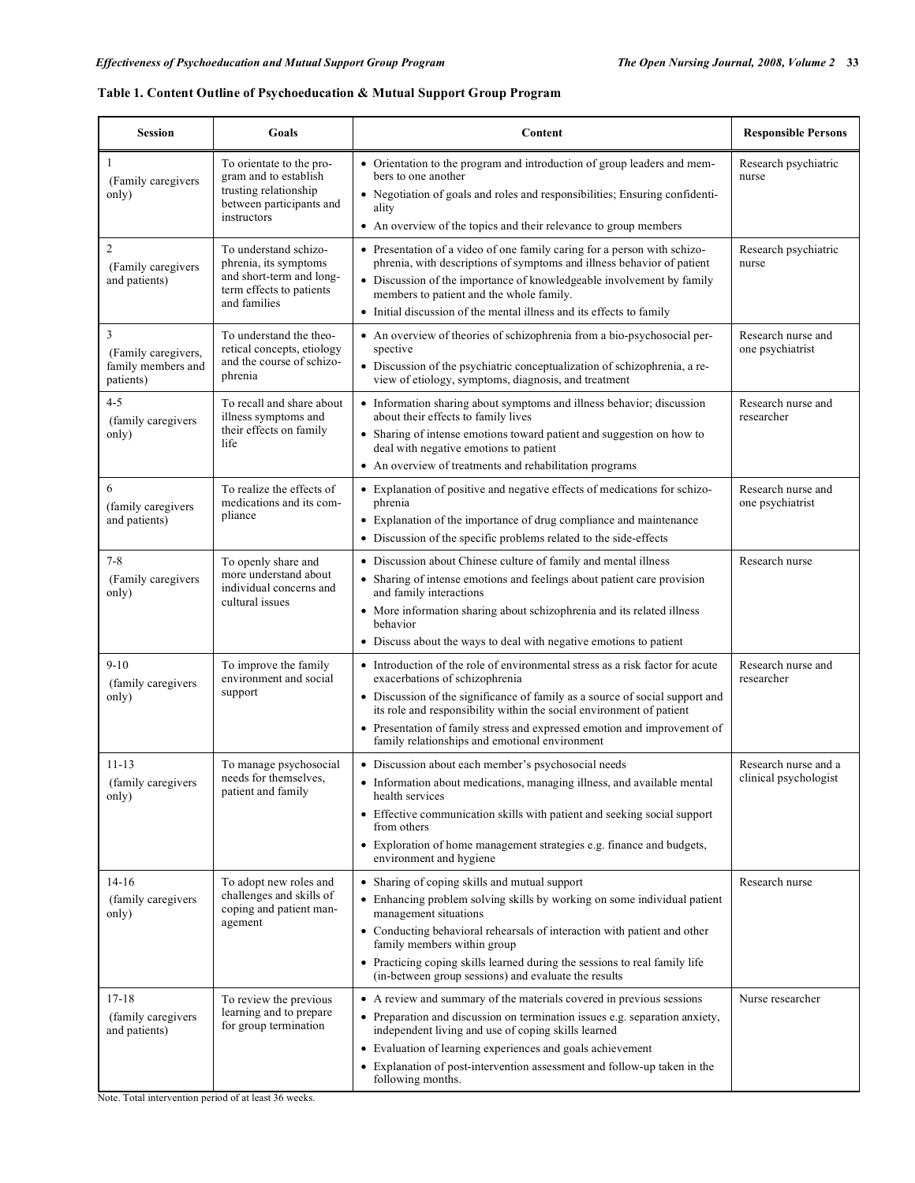**Table 1. Content Outline of Psychoeducation & Mutual Support Group Program**

| Session | Goals | Content | Responsible Persons |
|---|---|---|---|
| 1 (Family caregivers only) | To orientate to the program and to establish trusting relationship between participants and instructors | • Orientation to the program and introduction of group leaders and members to one another<br>• Negotiation of goals and roles and responsibilities; Ensuring confidentiality<br>• An overview of the topics and their relevance to group members | Research psychiatric nurse |
| 2 (Family caregivers and patients) | To understand schizophrenia, its symptoms and short-term and long-term effects to patients and families | • Presentation of a video of one family caring for a person with schizophrenia, with descriptions of symptoms and illness behavior of patient<br>• Discussion of the importance of knowledgeable involvement by family members to patient and the whole family.<br>• Initial discussion of the mental illness and its effects to family | Research psychiatric nurse |
| 3 (Family caregivers, family members and patients) | To understand the theoretical concepts, etiology and the course of schizophrenia | • An overview of theories of schizophrenia from a bio-psychosocial perspective<br>• Discussion of the psychiatric conceptualization of schizophrenia, a review of etiology, symptoms, diagnosis, and treatment | Research nurse and one psychiatrist |
| 4-5 (family caregivers only) | To recall and share about illness symptoms and their effects on family life | • Information sharing about symptoms and illness behavior; discussion about their effects to family lives<br>• Sharing of intense emotions toward patient and suggestion on how to deal with negative emotions to patient<br>• An overview of treatments and rehabilitation programs | Research nurse and researcher |
| 6 (family caregivers and patients) | To realize the effects of medications and its compliance | • Explanation of positive and negative effects of medications for schizophrenia<br>• Explanation of the importance of drug compliance and maintenance<br>• Discussion of the specific problems related to the side-effects | Research nurse and one psychiatrist |
| 7-8 (Family caregivers only) | To openly share and more understand about individual concerns and cultural issues | • Discussion about Chinese culture of family and mental illness<br>• Sharing of intense emotions and feelings about patient care provision and family interactions<br>• More information sharing about schizophrenia and its related illness behavior<br>• Discuss about the ways to deal with negative emotions to patient | Research nurse |
| 9-10 (family caregivers only) | To improve the family environment and social support | • Introduction of the role of environmental stress as a risk factor for acute exacerbations of schizophrenia<br>• Discussion of the significance of family as a source of social support and its role and responsibility within the social environment of patient<br>• Presentation of family stress and expressed emotion and improvement of family relationships and emotional environment | Research nurse and researcher |
| 11-13 (family caregivers only) | To manage psychosocial needs for themselves, patient and family | • Discussion about each member's psychosocial needs<br>• Information about medications, managing illness, and available mental health services<br>• Effective communication skills with patient and seeking social support from others<br>• Exploration of home management strategies e.g. finance and budgets, environment and hygiene | Research nurse and a clinical psychologist |
| 14-16 (family caregivers only) | To adopt new roles and challenges and skills of coping and patient management | • Sharing of coping skills and mutual support<br>• Enhancing problem solving skills by working on some individual patient management situations<br>• Conducting behavioral rehearsals of interaction with patient and other family members within group<br>• Practicing coping skills learned during the sessions to real family life (in-between group sessions) and evaluate the results | Research nurse |
| 17-18 (family caregivers and patients) | To review the previous learning and to prepare for group termination | • A review and summary of the materials covered in previous sessions<br>• Preparation and discussion on termination issues e.g. separation anxiety, independent living and use of coping skills learned<br>• Evaluation of learning experiences and goals achievement<br>• Explanation of post-intervention assessment and follow-up taken in the following months. | Nurse researcher |

Note. Total intervention period of at least 36 weeks.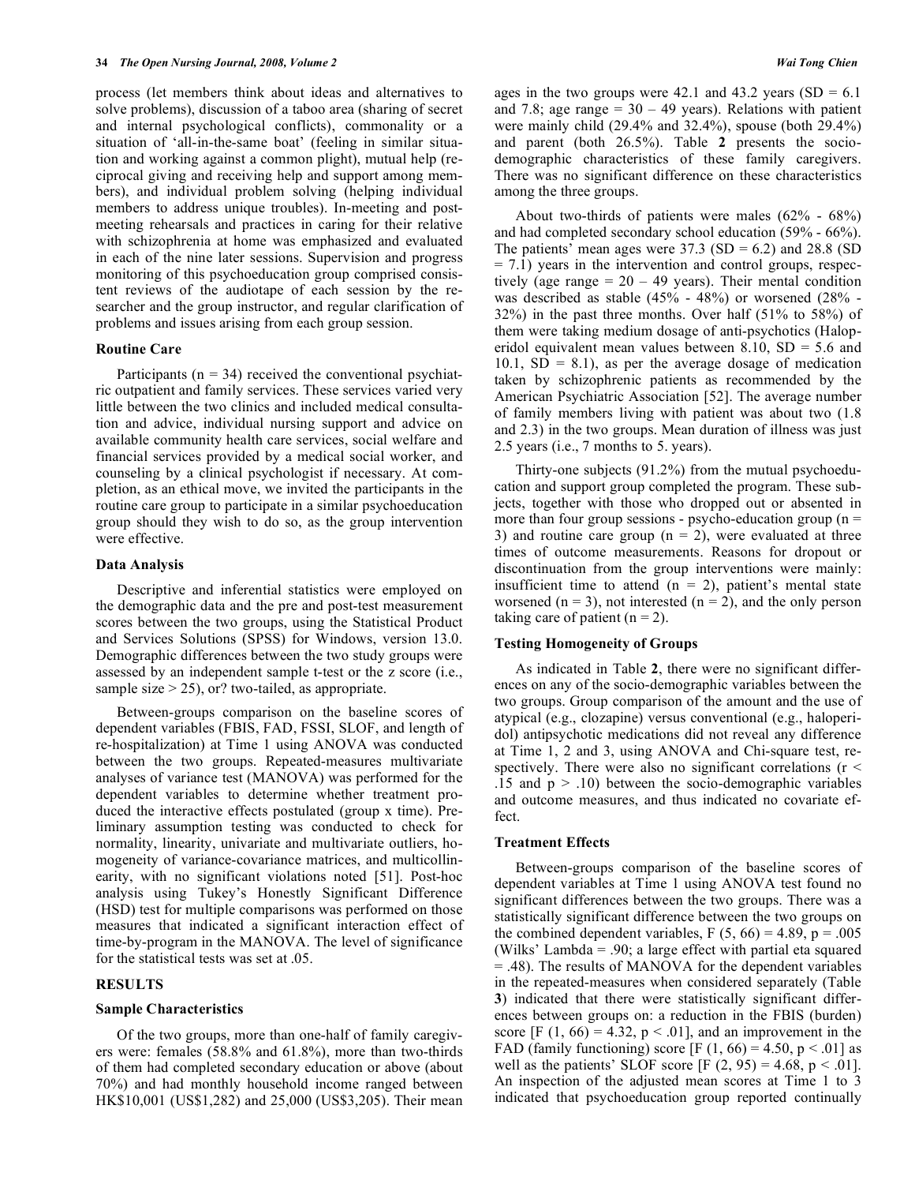process (let members think about ideas and alternatives to solve problems), discussion of a taboo area (sharing of secret and internal psychological conflicts), commonality or a situation of 'all-in-the-same boat' (feeling in similar situation and working against a common plight), mutual help (reciprocal giving and receiving help and support among members), and individual problem solving (helping individual members to address unique troubles). In-meeting and post-meeting rehearsals and practices in caring for their relative with schizophrenia at home was emphasized and evaluated in each of the nine later sessions. Supervision and progress monitoring of this psychoeducation group comprised consistent reviews of the audiotape of each session by the researcher and the group instructor, and regular clarification of problems and issues arising from each group session.

### Routine Care

Participants (n = 34) received the conventional psychiatric outpatient and family services. These services varied very little between the two clinics and included medical consultation and advice, individual nursing support and advice on available community health care services, social welfare and financial services provided by a medical social worker, and counseling by a clinical psychologist if necessary. At completion, as an ethical move, we invited the participants in the routine care group to participate in a similar psychoeducation group should they wish to do so, as the group intervention were effective.

### Data Analysis

Descriptive and inferential statistics were employed on the demographic data and the pre and post-test measurement scores between the two groups, using the Statistical Product and Services Solutions (SPSS) for Windows, version 13.0. Demographic differences between the two study groups were assessed by an independent sample t-test or the z score (i.e., sample size > 25), or? two-tailed, as appropriate.

Between-groups comparison on the baseline scores of dependent variables (FBIS, FAD, FSSI, SLOF, and length of re-hospitalization) at Time 1 using ANOVA was conducted between the two groups. Repeated-measures multivariate analyses of variance test (MANOVA) was performed for the dependent variables to determine whether treatment produced the interactive effects postulated (group x time). Preliminary assumption testing was conducted to check for normality, linearity, univariate and multivariate outliers, homogeneity of variance-covariance matrices, and multicollinearity, with no significant violations noted [51]. Post-hoc analysis using Tukey's Honestly Significant Difference (HSD) test for multiple comparisons was performed on those measures that indicated a significant interaction effect of time-by-program in the MANOVA. The level of significance for the statistical tests was set at .05.

## RESULTS

### Sample Characteristics

Of the two groups, more than one-half of family caregivers were: females (58.8% and 61.8%), more than two-thirds of them had completed secondary education or above (about 70%) and had monthly household income ranged between HK$10,001 (US$1,282) and 25,000 (US$3,205). Their mean ages in the two groups were 42.1 and 43.2 years (SD = 6.1 and 7.8; age range = 30 – 49 years). Relations with patient were mainly child (29.4% and 32.4%), spouse (both 29.4%) and parent (both 26.5%). Table **2** presents the socio-demographic characteristics of these family caregivers. There was no significant difference on these characteristics among the three groups.

About two-thirds of patients were males (62% - 68%) and had completed secondary school education (59% - 66%). The patients' mean ages were 37.3 (SD = 6.2) and 28.8 (SD = 7.1) years in the intervention and control groups, respectively (age range = 20 – 49 years). Their mental condition was described as stable (45% - 48%) or worsened (28% - 32%) in the past three months. Over half (51% to 58%) of them were taking medium dosage of anti-psychotics (Haloperidol equivalent mean values between 8.10, SD = 5.6 and 10.1, SD = 8.1), as per the average dosage of medication taken by schizophrenic patients as recommended by the American Psychiatric Association [52]. The average number of family members living with patient was about two (1.8 and 2.3) in the two groups. Mean duration of illness was just 2.5 years (i.e., 7 months to 5. years).

Thirty-one subjects (91.2%) from the mutual psychoeducation and support group completed the program. These subjects, together with those who dropped out or absented in more than four group sessions - psycho-education group (n = 3) and routine care group (n = 2), were evaluated at three times of outcome measurements. Reasons for dropout or discontinuation from the group interventions were mainly: insufficient time to attend (n = 2), patient's mental state worsened (n = 3), not interested (n = 2), and the only person taking care of patient (n = 2).

### Testing Homogeneity of Groups

As indicated in Table **2**, there were no significant differences on any of the socio-demographic variables between the two groups. Group comparison of the amount and the use of atypical (e.g., clozapine) versus conventional (e.g., haloperidol) antipsychotic medications did not reveal any difference at Time 1, 2 and 3, using ANOVA and Chi-square test, respectively. There were also no significant correlations ($r < .15$ and $p > .10$) between the socio-demographic variables and outcome measures, and thus indicated no covariate effect.

### Treatment Effects

Between-groups comparison of the baseline scores of dependent variables at Time 1 using ANOVA test found no significant differences between the two groups. There was a statistically significant difference between the two groups on the combined dependent variables, $F(5, 66) = 4.89$, $p = .005$ (Wilks' Lambda = .90; a large effect with partial eta squared = .48). The results of MANOVA for the dependent variables in the repeated-measures when considered separately (Table **3**) indicated that there were statistically significant differences between groups on: a reduction in the FBIS (burden) score [$F(1, 66) = 4.32$, $p < .01$], and an improvement in the FAD (family functioning) score [$F(1, 66) = 4.50$, $p < .01$] as well as the patients' SLOF score [$F(2, 95) = 4.68$, $p < .01$]. An inspection of the adjusted mean scores at Time 1 to 3 indicated that psychoeducation group reported continually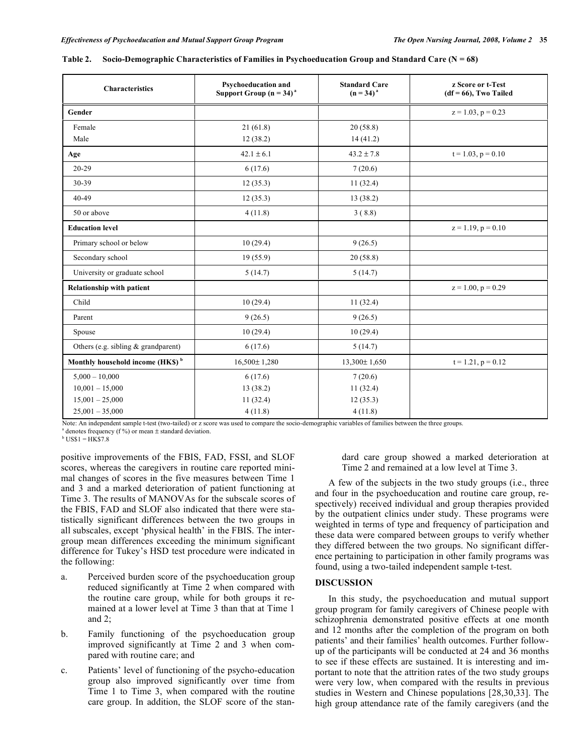**Table 2. Socio-Demographic Characteristics of Families in Psychoeducation Group and Standard Care (N = 68)**

| Characteristics | Psychoeducation and Support Group (n = 34)[a] | Standard Care (n = 34)[a] | z Score or t-Test (df = 66), Two Tailed |
|---|---|---|---|
| **Gender** | | | z = 1.03, p = 0.23 |
| Female | 21 (61.8) | 20 (58.8) | |
| Male | 12 (38.2) | 14 (41.2) | |
| **Age** | 42.1 ± 6.1 | 43.2 ± 7.8 | t = 1.03, p = 0.10 |
| 20-29 | 6 (17.6) | 7 (20.6) | |
| 30-39 | 12 (35.3) | 11 (32.4) | |
| 40-49 | 12 (35.3) | 13 (38.2) | |
| 50 or above | 4 (11.8) | 3 ( 8.8) | |
| **Education level** | | | z = 1.19, p = 0.10 |
| Primary school or below | 10 (29.4) | 9 (26.5) | |
| Secondary school | 19 (55.9) | 20 (58.8) | |
| University or graduate school | 5 (14.7) | 5 (14.7) | |
| **Relationship with patient** | | | z = 1.00, p = 0.29 |
| Child | 10 (29.4) | 11 (32.4) | |
| Parent | 9 (26.5) | 9 (26.5) | |
| Spouse | 10 (29.4) | 10 (29.4) | |
| Others (e.g. sibling & grandparent) | 6 (17.6) | 5 (14.7) | |
| **Monthly household income (HK$)**[b] | 16,500± 1,280 | 13,300± 1,650 | t = 1.21, p = 0.12 |
| 5,000 – 10,000 | 6 (17.6) | 7 (20.6) | |
| 10,001 – 15,000 | 13 (38.2) | 11 (32.4) | |
| 15,001 – 25,000 | 11 (32.4) | 12 (35.3) | |
| 25,001 – 35,000 | 4 (11.8) | 4 (11.8) | |

Note: An independent sample t-test (two-tailed) or z score was used to compare the socio-demographic variables of families between the three groups.
[a] denotes frequency (f %) or mean ± standard deviation.
[b] US$1 = HK$7.8

positive improvements of the FBIS, FAD, FSSI, and SLOF scores, whereas the caregivers in routine care reported minimal changes of scores in the five measures between Time 1 and 3 and a marked deterioration of patient functioning at Time 3. The results of MANOVAs for the subscale scores of the FBIS, FAD and SLOF also indicated that there were statistically significant differences between the two groups in all subscales, except 'physical health' in the FBIS. The inter-group mean differences exceeding the minimum significant difference for Tukey's HSD test procedure were indicated in the following:

a. Perceived burden score of the psychoeducation group reduced significantly at Time 2 when compared with the routine care group, while for both groups it remained at a lower level at Time 3 than that at Time 1 and 2;

b. Family functioning of the psychoeducation group improved significantly at Time 2 and 3 when compared with routine care; and

c. Patients' level of functioning of the psycho-education group also improved significantly over time from Time 1 to Time 3, when compared with the routine care group. In addition, the SLOF score of the standard care group showed a marked deterioration at Time 2 and remained at a low level at Time 3.

A few of the subjects in the two study groups (i.e., three and four in the psychoeducation and routine care group, respectively) received individual and group therapies provided by the outpatient clinics under study. These programs were weighted in terms of type and frequency of participation and these data were compared between groups to verify whether they differed between the two groups. No significant difference pertaining to participation in other family programs was found, using a two-tailed independent sample t-test.

## DISCUSSION

In this study, the psychoeducation and mutual support group program for family caregivers of Chinese people with schizophrenia demonstrated positive effects at one month and 12 months after the completion of the program on both patients' and their families' health outcomes. Further follow-up of the participants will be conducted at 24 and 36 months to see if these effects are sustained. It is interesting and important to note that the attrition rates of the two study groups were very low, when compared with the results in previous studies in Western and Chinese populations [28,30,33]. The high group attendance rate of the family caregivers (and the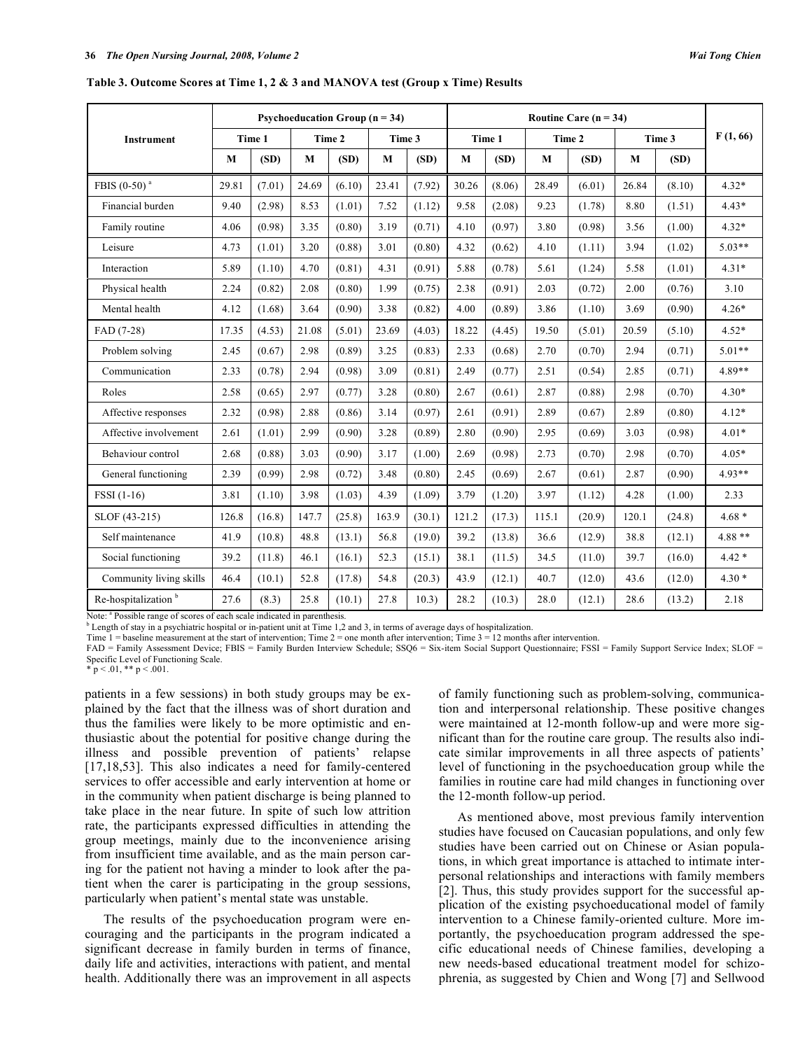**Table 3. Outcome Scores at Time 1, 2 & 3 and MANOVA test (Group x Time) Results**

| Instrument | Psychoeducation Group (n = 34) | | | | | | Routine Care (n = 34) | | | | | | F (1, 66) |
|---|---|---|---|---|---|---|---|---|---|---|---|---|---|
| | Time 1 | | Time 2 | | Time 3 | | Time 1 | | Time 2 | | Time 3 | | |
| | M | (SD) | M | (SD) | M | (SD) | M | (SD) | M | (SD) | M | (SD) | |
| FBIS (0-50) [a] | 29.81 | (7.01) | 24.69 | (6.10) | 23.41 | (7.92) | 30.26 | (8.06) | 28.49 | (6.01) | 26.84 | (8.10) | 4.32* |
| Financial burden | 9.40 | (2.98) | 8.53 | (1.01) | 7.52 | (1.12) | 9.58 | (2.08) | 9.23 | (1.78) | 8.80 | (1.51) | 4.43* |
| Family routine | 4.06 | (0.98) | 3.35 | (0.80) | 3.19 | (0.71) | 4.10 | (0.97) | 3.80 | (0.98) | 3.56 | (1.00) | 4.32* |
| Leisure | 4.73 | (1.01) | 3.20 | (0.88) | 3.01 | (0.80) | 4.32 | (0.62) | 4.10 | (1.11) | 3.94 | (1.02) | 5.03** |
| Interaction | 5.89 | (1.10) | 4.70 | (0.81) | 4.31 | (0.91) | 5.88 | (0.78) | 5.61 | (1.24) | 5.58 | (1.01) | 4.31* |
| Physical health | 2.24 | (0.82) | 2.08 | (0.80) | 1.99 | (0.75) | 2.38 | (0.91) | 2.03 | (0.72) | 2.00 | (0.76) | 3.10 |
| Mental health | 4.12 | (1.68) | 3.64 | (0.90) | 3.38 | (0.82) | 4.00 | (0.89) | 3.86 | (1.10) | 3.69 | (0.90) | 4.26* |
| FAD (7-28) | 17.35 | (4.53) | 21.08 | (5.01) | 23.69 | (4.03) | 18.22 | (4.45) | 19.50 | (5.01) | 20.59 | (5.10) | 4.52* |
| Problem solving | 2.45 | (0.67) | 2.98 | (0.89) | 3.25 | (0.83) | 2.33 | (0.68) | 2.70 | (0.70) | 2.94 | (0.71) | 5.01** |
| Communication | 2.33 | (0.78) | 2.94 | (0.98) | 3.09 | (0.81) | 2.49 | (0.77) | 2.51 | (0.54) | 2.85 | (0.71) | 4.89** |
| Roles | 2.58 | (0.65) | 2.97 | (0.77) | 3.28 | (0.80) | 2.67 | (0.61) | 2.87 | (0.88) | 2.98 | (0.70) | 4.30* |
| Affective responses | 2.32 | (0.98) | 2.88 | (0.86) | 3.14 | (0.97) | 2.61 | (0.91) | 2.89 | (0.67) | 2.89 | (0.80) | 4.12* |
| Affective involvement | 2.61 | (1.01) | 2.99 | (0.90) | 3.28 | (0.89) | 2.80 | (0.90) | 2.95 | (0.69) | 3.03 | (0.98) | 4.01* |
| Behaviour control | 2.68 | (0.88) | 3.03 | (0.90) | 3.17 | (1.00) | 2.69 | (0.98) | 2.73 | (0.70) | 2.98 | (0.70) | 4.05* |
| General functioning | 2.39 | (0.99) | 2.98 | (0.72) | 3.48 | (0.80) | 2.45 | (0.69) | 2.67 | (0.61) | 2.87 | (0.90) | 4.93** |
| FSSI (1-16) | 3.81 | (1.10) | 3.98 | (1.03) | 4.39 | (1.09) | 3.79 | (1.20) | 3.97 | (1.12) | 4.28 | (1.00) | 2.33 |
| SLOF (43-215) | 126.8 | (16.8) | 147.7 | (25.8) | 163.9 | (30.1) | 121.2 | (17.3) | 115.1 | (20.9) | 120.1 | (24.8) | 4.68 * |
| Self maintenance | 41.9 | (10.8) | 48.8 | (13.1) | 56.8 | (19.0) | 39.2 | (13.8) | 36.6 | (12.9) | 38.8 | (12.1) | 4.88 ** |
| Social functioning | 39.2 | (11.8) | 46.1 | (16.1) | 52.3 | (15.1) | 38.1 | (11.5) | 34.5 | (11.0) | 39.7 | (16.0) | 4.42 * |
| Community living skills | 46.4 | (10.1) | 52.8 | (17.8) | 54.8 | (20.3) | 43.9 | (12.1) | 40.7 | (12.0) | 43.6 | (12.0) | 4.30 * |
| Re-hospitalization [b] | 27.6 | (8.3) | 25.8 | (10.1) | 27.8 | 10.3) | 28.2 | (10.3) | 28.0 | (12.1) | 28.6 | (13.2) | 2.18 |

Note: [a] Possible range of scores of each scale indicated in parenthesis.
[b] Length of stay in a psychiatric hospital or in-patient unit at Time 1,2 and 3, in terms of average days of hospitalization.
Time 1 = baseline measurement at the start of intervention; Time 2 = one month after intervention; Time 3 = 12 months after intervention.
FAD = Family Assessment Device; FBIS = Family Burden Interview Schedule; SSQ6 = Six-item Social Support Questionnaire; FSSI = Family Support Service Index; SLOF = Specific Level of Functioning Scale.
* $p < .01$, ** $p < .001$.

patients in a few sessions) in both study groups may be explained by the fact that the illness was of short duration and thus the families were likely to be more optimistic and enthusiastic about the potential for positive change during the illness and possible prevention of patients' relapse [17,18,53]. This also indicates a need for family-centered services to offer accessible and early intervention at home or in the community when patient discharge is being planned to take place in the near future. In spite of such low attrition rate, the participants expressed difficulties in attending the group meetings, mainly due to the inconvenience arising from insufficient time available, and as the main person caring for the patient not having a minder to look after the patient when the carer is participating in the group sessions, particularly when patient's mental state was unstable.

The results of the psychoeducation program were encouraging and the participants in the program indicated a significant decrease in family burden in terms of finance, daily life and activities, interactions with patient, and mental health. Additionally there was an improvement in all aspects of family functioning such as problem-solving, communication and interpersonal relationship. These positive changes were maintained at 12-month follow-up and were more significant than for the routine care group. The results also indicate similar improvements in all three aspects of patients' level of functioning in the psychoeducation group while the families in routine care had mild changes in functioning over the 12-month follow-up period.

As mentioned above, most previous family intervention studies have focused on Caucasian populations, and only few studies have been carried out on Chinese or Asian populations, in which great importance is attached to intimate interpersonal relationships and interactions with family members [2]. Thus, this study provides support for the successful application of the existing psychoeducational model of family intervention to a Chinese family-oriented culture. More importantly, the psychoeducation program addressed the specific educational needs of Chinese families, developing a new needs-based educational treatment model for schizophrenia, as suggested by Chien and Wong [7] and Sellwood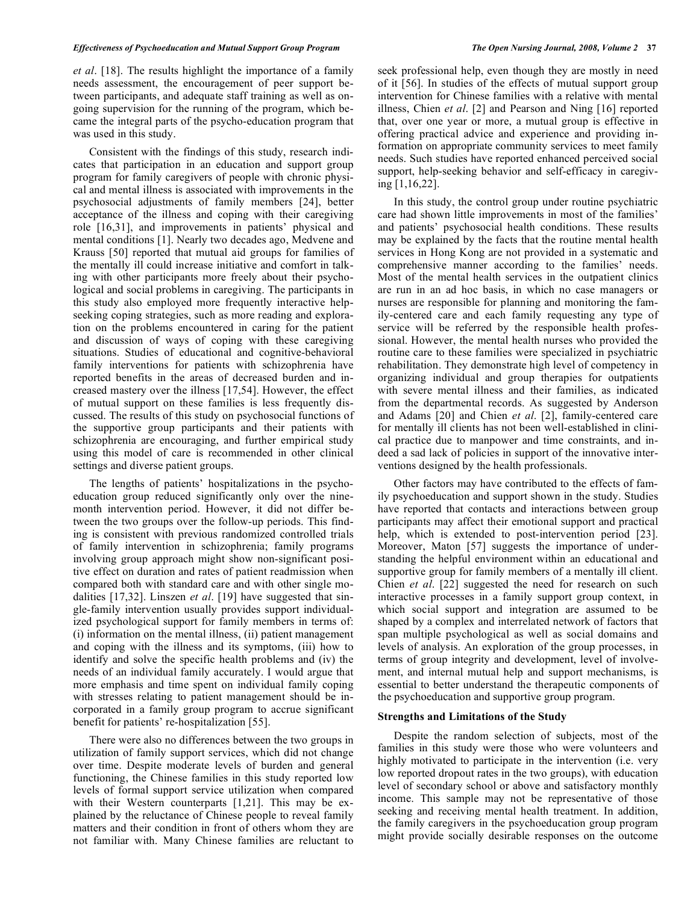*et al*. [18]. The results highlight the importance of a family needs assessment, the encouragement of peer support between participants, and adequate staff training as well as ongoing supervision for the running of the program, which became the integral parts of the psycho-education program that was used in this study.

Consistent with the findings of this study, research indicates that participation in an education and support group program for family caregivers of people with chronic physical and mental illness is associated with improvements in the psychosocial adjustments of family members [24], better acceptance of the illness and coping with their caregiving role [16,31], and improvements in patients' physical and mental conditions [1]. Nearly two decades ago, Medvene and Krauss [50] reported that mutual aid groups for families of the mentally ill could increase initiative and comfort in talking with other participants more freely about their psychological and social problems in caregiving. The participants in this study also employed more frequently interactive help-seeking coping strategies, such as more reading and exploration on the problems encountered in caring for the patient and discussion of ways of coping with these caregiving situations. Studies of educational and cognitive-behavioral family interventions for patients with schizophrenia have reported benefits in the areas of decreased burden and increased mastery over the illness [17,54]. However, the effect of mutual support on these families is less frequently discussed. The results of this study on psychosocial functions of the supportive group participants and their patients with schizophrenia are encouraging, and further empirical study using this model of care is recommended in other clinical settings and diverse patient groups.

The lengths of patients' hospitalizations in the psycho-education group reduced significantly only over the nine-month intervention period. However, it did not differ between the two groups over the follow-up periods. This finding is consistent with previous randomized controlled trials of family intervention in schizophrenia; family programs involving group approach might show non-significant positive effect on duration and rates of patient readmission when compared both with standard care and with other single modalities [17,32]. Linszen *et al*. [19] have suggested that single-family intervention usually provides support individualized psychological support for family members in terms of: (i) information on the mental illness, (ii) patient management and coping with the illness and its symptoms, (iii) how to identify and solve the specific health problems and (iv) the needs of an individual family accurately. I would argue that more emphasis and time spent on individual family coping with stresses relating to patient management should be incorporated in a family group program to accrue significant benefit for patients' re-hospitalization [55].

There were also no differences between the two groups in utilization of family support services, which did not change over time. Despite moderate levels of burden and general functioning, the Chinese families in this study reported low levels of formal support service utilization when compared with their Western counterparts [1,21]. This may be explained by the reluctance of Chinese people to reveal family matters and their condition in front of others whom they are not familiar with. Many Chinese families are reluctant to seek professional help, even though they are mostly in need of it [56]. In studies of the effects of mutual support group intervention for Chinese families with a relative with mental illness, Chien *et al*. [2] and Pearson and Ning [16] reported that, over one year or more, a mutual group is effective in offering practical advice and experience and providing information on appropriate community services to meet family needs. Such studies have reported enhanced perceived social support, help-seeking behavior and self-efficacy in caregiving [1,16,22].

In this study, the control group under routine psychiatric care had shown little improvements in most of the families' and patients' psychosocial health conditions. These results may be explained by the facts that the routine mental health services in Hong Kong are not provided in a systematic and comprehensive manner according to the families' needs. Most of the mental health services in the outpatient clinics are run in an ad hoc basis, in which no case managers or nurses are responsible for planning and monitoring the family-centered care and each family requesting any type of service will be referred by the responsible health professional. However, the mental health nurses who provided the routine care to these families were specialized in psychiatric rehabilitation. They demonstrate high level of competency in organizing individual and group therapies for outpatients with severe mental illness and their families, as indicated from the departmental records. As suggested by Anderson and Adams [20] and Chien *et al*. [2], family-centered care for mentally ill clients has not been well-established in clinical practice due to manpower and time constraints, and indeed a sad lack of policies in support of the innovative interventions designed by the health professionals.

Other factors may have contributed to the effects of family psychoeducation and support shown in the study. Studies have reported that contacts and interactions between group participants may affect their emotional support and practical help, which is extended to post-intervention period [23]. Moreover, Maton [57] suggests the importance of understanding the helpful environment within an educational and supportive group for family members of a mentally ill client. Chien *et al*. [22] suggested the need for research on such interactive processes in a family support group context, in which social support and integration are assumed to be shaped by a complex and interrelated network of factors that span multiple psychological as well as social domains and levels of analysis. An exploration of the group processes, in terms of group integrity and development, level of involvement, and internal mutual help and support mechanisms, is essential to better understand the therapeutic components of the psychoeducation and supportive group program.

### Strengths and Limitations of the Study

Despite the random selection of subjects, most of the families in this study were those who were volunteers and highly motivated to participate in the intervention (i.e. very low reported dropout rates in the two groups), with education level of secondary school or above and satisfactory monthly income. This sample may not be representative of those seeking and receiving mental health treatment. In addition, the family caregivers in the psychoeducation group program might provide socially desirable responses on the outcome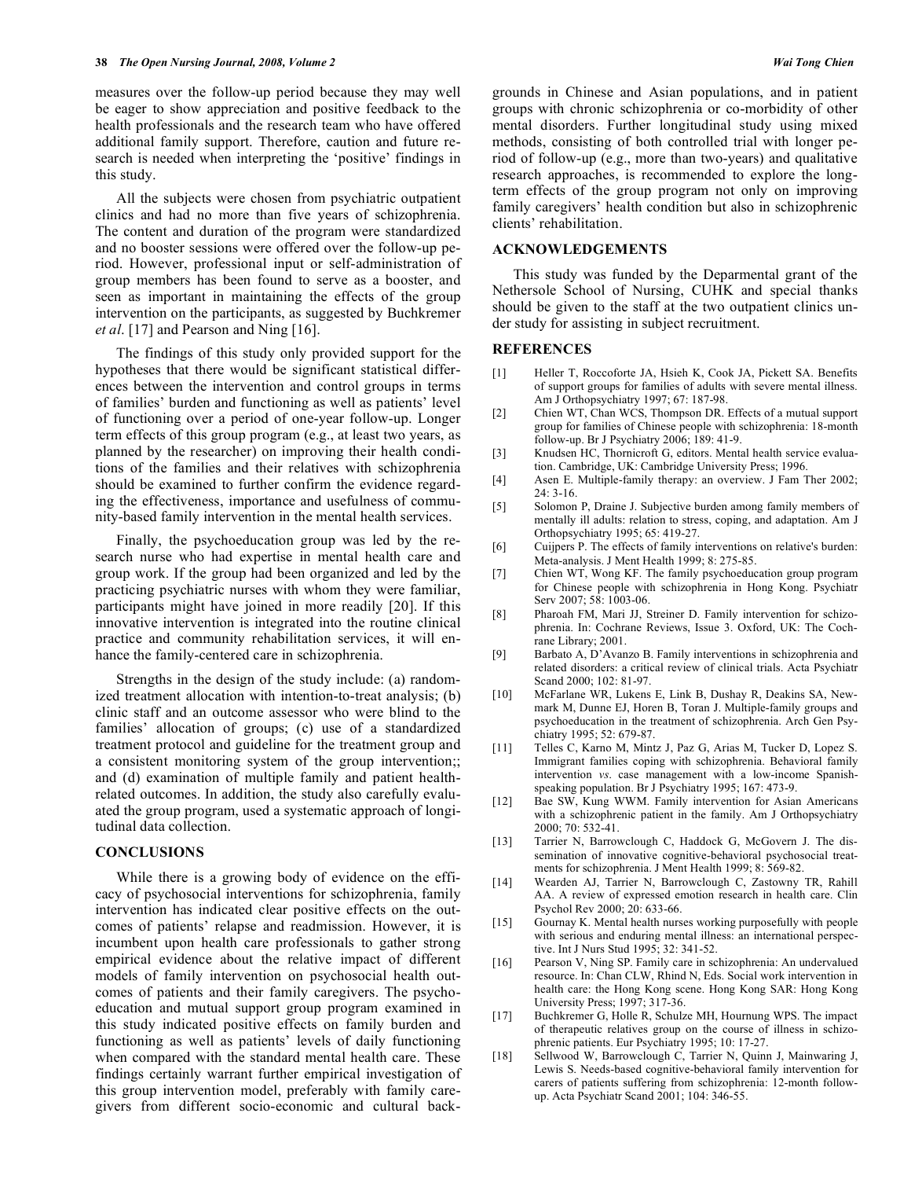measures over the follow-up period because they may well be eager to show appreciation and positive feedback to the health professionals and the research team who have offered additional family support. Therefore, caution and future research is needed when interpreting the 'positive' findings in this study.

All the subjects were chosen from psychiatric outpatient clinics and had no more than five years of schizophrenia. The content and duration of the program were standardized and no booster sessions were offered over the follow-up period. However, professional input or self-administration of group members has been found to serve as a booster, and seen as important in maintaining the effects of the group intervention on the participants, as suggested by Buchkremer *et al*. [17] and Pearson and Ning [16].

The findings of this study only provided support for the hypotheses that there would be significant statistical differences between the intervention and control groups in terms of families' burden and functioning as well as patients' level of functioning over a period of one-year follow-up. Longer term effects of this group program (e.g., at least two years, as planned by the researcher) on improving their health conditions of the families and their relatives with schizophrenia should be examined to further confirm the evidence regarding the effectiveness, importance and usefulness of community-based family intervention in the mental health services.

Finally, the psychoeducation group was led by the research nurse who had expertise in mental health care and group work. If the group had been organized and led by the practicing psychiatric nurses with whom they were familiar, participants might have joined in more readily [20]. If this innovative intervention is integrated into the routine clinical practice and community rehabilitation services, it will enhance the family-centered care in schizophrenia.

Strengths in the design of the study include: (a) randomized treatment allocation with intention-to-treat analysis; (b) clinic staff and an outcome assessor who were blind to the families' allocation of groups; (c) use of a standardized treatment protocol and guideline for the treatment group and a consistent monitoring system of the group intervention;; and (d) examination of multiple family and patient health-related outcomes. In addition, the study also carefully evaluated the group program, used a systematic approach of longitudinal data collection.

## CONCLUSIONS

While there is a growing body of evidence on the efficacy of psychosocial interventions for schizophrenia, family intervention has indicated clear positive effects on the outcomes of patients' relapse and readmission. However, it is incumbent upon health care professionals to gather strong empirical evidence about the relative impact of different models of family intervention on psychosocial health outcomes of patients and their family caregivers. The psychoeducation and mutual support group program examined in this study indicated positive effects on family burden and functioning as well as patients' levels of daily functioning when compared with the standard mental health care. These findings certainly warrant further empirical investigation of this group intervention model, preferably with family caregivers from different socio-economic and cultural backgrounds in Chinese and Asian populations, and in patient groups with chronic schizophrenia or co-morbidity of other mental disorders. Further longitudinal study using mixed methods, consisting of both controlled trial with longer period of follow-up (e.g., more than two-years) and qualitative research approaches, is recommended to explore the long-term effects of the group program not only on improving family caregivers' health condition but also in schizophrenic clients' rehabilitation.

## ACKNOWLEDGEMENTS

This study was funded by the Deparmental grant of the Nethersole School of Nursing, CUHK and special thanks should be given to the staff at the two outpatient clinics under study for assisting in subject recruitment.

## REFERENCES

[1] Heller T, Roccoforte JA, Hsieh K, Cook JA, Pickett SA. Benefits of support groups for families of adults with severe mental illness. Am J Orthopsychiatry 1997; 67: 187-98.

[2] Chien WT, Chan WCS, Thompson DR. Effects of a mutual support group for families of Chinese people with schizophrenia: 18-month follow-up. Br J Psychiatry 2006; 189: 41-9.

[3] Knudsen HC, Thornicroft G, editors. Mental health service evaluation. Cambridge, UK: Cambridge University Press; 1996.

[4] Asen E. Multiple-family therapy: an overview. J Fam Ther 2002; 24: 3-16.

[5] Solomon P, Draine J. Subjective burden among family members of mentally ill adults: relation to stress, coping, and adaptation. Am J Orthopsychiatry 1995; 65: 419-27.

[6] Cuijpers P. The effects of family interventions on relative's burden: Meta-analysis. J Ment Health 1999; 8: 275-85.

[7] Chien WT, Wong KF. The family psychoeducation group program for Chinese people with schizophrenia in Hong Kong. Psychiatr Serv 2007; 58: 1003-06.

[8] Pharoah FM, Mari JJ, Streiner D. Family intervention for schizophrenia. In: Cochrane Reviews, Issue 3. Oxford, UK: The Cochrane Library; 2001.

[9] Barbato A, D'Avanzo B. Family interventions in schizophrenia and related disorders: a critical review of clinical trials. Acta Psychiatr Scand 2000; 102: 81-97.

[10] McFarlane WR, Lukens E, Link B, Dushay R, Deakins SA, Newmark M, Dunne EJ, Horen B, Toran J. Multiple-family groups and psychoeducation in the treatment of schizophrenia. Arch Gen Psychiatry 1995; 52: 679-87.

[11] Telles C, Karno M, Mintz J, Paz G, Arias M, Tucker D, Lopez S. Immigrant families coping with schizophrenia. Behavioral family intervention *vs*. case management with a low-income Spanish-speaking population. Br J Psychiatry 1995; 167: 473-9.

[12] Bae SW, Kung WWM. Family intervention for Asian Americans with a schizophrenic patient in the family. Am J Orthopsychiatry 2000; 70: 532-41.

[13] Tarrier N, Barrowclough C, Haddock G, McGovern J. The dissemination of innovative cognitive-behavioral psychosocial treatments for schizophrenia. J Ment Health 1999; 8: 569-82.

[14] Wearden AJ, Tarrier N, Barrowclough C, Zastowny TR, Rahill AA. A review of expressed emotion research in health care. Clin Psychol Rev 2000; 20: 633-66.

[15] Gournay K. Mental health nurses working purposefully with people with serious and enduring mental illness: an international perspective. Int J Nurs Stud 1995; 32: 341-52.

[16] Pearson V, Ning SP. Family care in schizophrenia: An undervalued resource. In: Chan CLW, Rhind N, Eds. Social work intervention in health care: the Hong Kong scene. Hong Kong SAR: Hong Kong University Press; 1997; 317-36.

[17] Buchkremer G, Holle R, Schulze MH, Hournung WPS. The impact of therapeutic relatives group on the course of illness in schizophrenic patients. Eur Psychiatry 1995; 10: 17-27.

[18] Sellwood W, Barrowclough C, Tarrier N, Quinn J, Mainwaring J, Lewis S. Needs-based cognitive-behavioral family intervention for carers of patients suffering from schizophrenia: 12-month follow-up. Acta Psychiatr Scand 2001; 104: 346-55.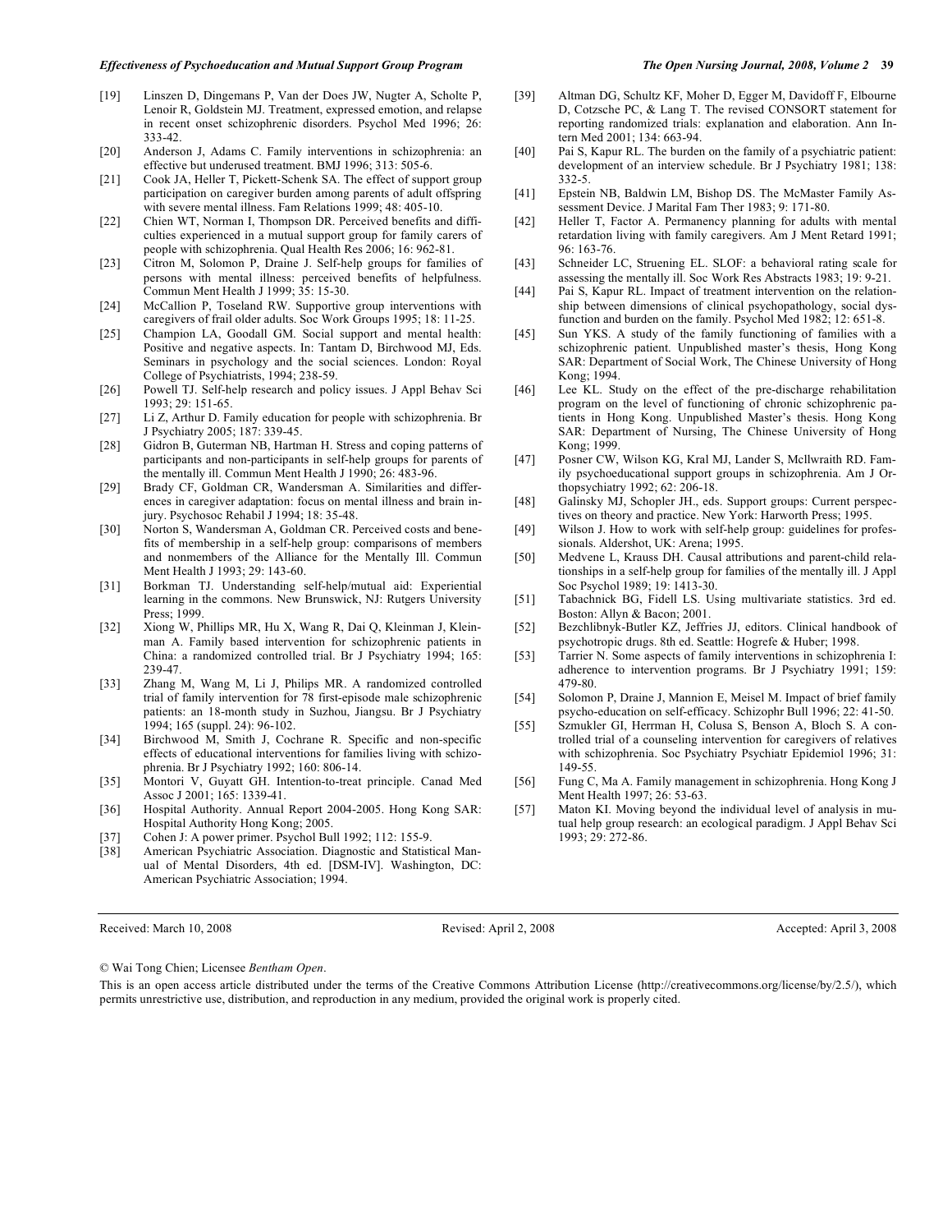[19] Linszen D, Dingemans P, Van der Does JW, Nugter A, Scholte P, Lenoir R, Goldstein MJ. Treatment, expressed emotion, and relapse in recent onset schizophrenic disorders. Psychol Med 1996; 26: 333-42.

[20] Anderson J, Adams C. Family interventions in schizophrenia: an effective but underused treatment. BMJ 1996; 313: 505-6.

[21] Cook JA, Heller T, Pickett-Schenk SA. The effect of support group participation on caregiver burden among parents of adult offspring with severe mental illness. Fam Relations 1999; 48: 405-10.

[22] Chien WT, Norman I, Thompson DR. Perceived benefits and difficulties experienced in a mutual support group for family carers of people with schizophrenia. Qual Health Res 2006; 16: 962-81.

[23] Citron M, Solomon P, Draine J. Self-help groups for families of persons with mental illness: perceived benefits of helpfulness. Commun Ment Health J 1999; 35: 15-30.

[24] McCallion P, Toseland RW. Supportive group interventions with caregivers of frail older adults. Soc Work Groups 1995; 18: 11-25.

[25] Champion LA, Goodall GM. Social support and mental health: Positive and negative aspects. In: Tantam D, Birchwood MJ, Eds. Seminars in psychology and the social sciences. London: Royal College of Psychiatrists, 1994; 238-59.

[26] Powell TJ. Self-help research and policy issues. J Appl Behav Sci 1993; 29: 151-65.

[27] Li Z, Arthur D. Family education for people with schizophrenia. Br J Psychiatry 2005; 187: 339-45.

[28] Gidron B, Guterman NB, Hartman H. Stress and coping patterns of participants and non-participants in self-help groups for parents of the mentally ill. Commun Ment Health J 1990; 26: 483-96.

[29] Brady CF, Goldman CR, Wandersman A. Similarities and differences in caregiver adaptation: focus on mental illness and brain injury. Psychosoc Rehabil J 1994; 18: 35-48.

[30] Norton S, Wandersman A, Goldman CR. Perceived costs and benefits of membership in a self-help group: comparisons of members and nonmembers of the Alliance for the Mentally Ill. Commun Ment Health J 1993; 29: 143-60.

[31] Borkman TJ. Understanding self-help/mutual aid: Experiential learning in the commons. New Brunswick, NJ: Rutgers University Press; 1999.

[32] Xiong W, Phillips MR, Hu X, Wang R, Dai Q, Kleinman J, Kleinman A. Family based intervention for schizophrenic patients in China: a randomized controlled trial. Br J Psychiatry 1994; 165: 239-47.

[33] Zhang M, Wang M, Li J, Philips MR. A randomized controlled trial of family intervention for 78 first-episode male schizophrenic patients: an 18-month study in Suzhou, Jiangsu. Br J Psychiatry 1994; 165 (suppl. 24): 96-102.

[34] Birchwood M, Smith J, Cochrane R. Specific and non-specific effects of educational interventions for families living with schizophrenia. Br J Psychiatry 1992; 160: 806-14.

[35] Montori V, Guyatt GH. Intention-to-treat principle. Canad Med Assoc J 2001; 165: 1339-41.

[36] Hospital Authority. Annual Report 2004-2005. Hong Kong SAR: Hospital Authority Hong Kong; 2005.

[37] Cohen J: A power primer. Psychol Bull 1992; 112: 155-9.

[38] American Psychiatric Association. Diagnostic and Statistical Manual of Mental Disorders, 4th ed. [DSM-IV]. Washington, DC: American Psychiatric Association; 1994.

[39] Altman DG, Schultz KF, Moher D, Egger M, Davidoff F, Elbourne D, Cotzsche PC, & Lang T. The revised CONSORT statement for reporting randomized trials: explanation and elaboration. Ann Intern Med 2001; 134: 663-94.

[40] Pai S, Kapur RL. The burden on the family of a psychiatric patient: development of an interview schedule. Br J Psychiatry 1981; 138: 332-5.

[41] Epstein NB, Baldwin LM, Bishop DS. The McMaster Family Assessment Device. J Marital Fam Ther 1983; 9: 171-80.

[42] Heller T, Factor A. Permanency planning for adults with mental retardation living with family caregivers. Am J Ment Retard 1991; 96: 163-76.

[43] Schneider LC, Struening EL. SLOF: a behavioral rating scale for assessing the mentally ill. Soc Work Res Abstracts 1983; 19: 9-21.

[44] Pai S, Kapur RL. Impact of treatment intervention on the relationship between dimensions of clinical psychopathology, social dysfunction and burden on the family. Psychol Med 1982; 12: 651-8.

[45] Sun YKS. A study of the family functioning of families with a schizophrenic patient. Unpublished master's thesis, Hong Kong SAR: Department of Social Work, The Chinese University of Hong Kong; 1994.

[46] Lee KL. Study on the effect of the pre-discharge rehabilitation program on the level of functioning of chronic schizophrenic patients in Hong Kong. Unpublished Master's thesis. Hong Kong SAR: Department of Nursing, The Chinese University of Hong Kong; 1999.

[47] Posner CW, Wilson KG, Kral MJ, Lander S, Mcllwraith RD. Family psychoeducational support groups in schizophrenia. Am J Orthopsychiatry 1992; 62: 206-18.

[48] Galinsky MJ, Schopler JH., eds. Support groups: Current perspectives on theory and practice. New York: Harworth Press; 1995.

[49] Wilson J. How to work with self-help group: guidelines for professionals. Aldershot, UK: Arena; 1995.

[50] Medvene L, Krauss DH. Causal attributions and parent-child relationships in a self-help group for families of the mentally ill. J Appl Soc Psychol 1989; 19: 1413-30.

[51] Tabachnick BG, Fidell LS. Using multivariate statistics. 3rd ed. Boston: Allyn & Bacon; 2001.

[52] Bezchlibnyk-Butler KZ, Jeffries JJ, editors. Clinical handbook of psychotropic drugs. 8th ed. Seattle: Hogrefe & Huber; 1998.

[53] Tarrier N. Some aspects of family interventions in schizophrenia I: adherence to intervention programs. Br J Psychiatry 1991; 159: 479-80.

[54] Solomon P, Draine J, Mannion E, Meisel M. Impact of brief family psycho-education on self-efficacy. Schizophr Bull 1996; 22: 41-50.

[55] Szmukler GI, Herrman H, Colusa S, Benson A, Bloch S. A controlled trial of a counseling intervention for caregivers of relatives with schizophrenia. Soc Psychiatry Psychiatr Epidemiol 1996; 31: 149-55.

[56] Fung C, Ma A. Family management in schizophrenia. Hong Kong J Ment Health 1997; 26: 53-63.

[57] Maton KI. Moving beyond the individual level of analysis in mutual help group research: an ecological paradigm. J Appl Behav Sci 1993; 29: 272-86.

Received: March 10, 2008 Revised: April 2, 2008 Accepted: April 3, 2008

© Wai Tong Chien; Licensee *Bentham Open*.

This is an open access article distributed under the terms of the Creative Commons Attribution License (http://creativecommons.org/license/by/2.5/), which permits unrestrictive use, distribution, and reproduction in any medium, provided the original work is properly cited.